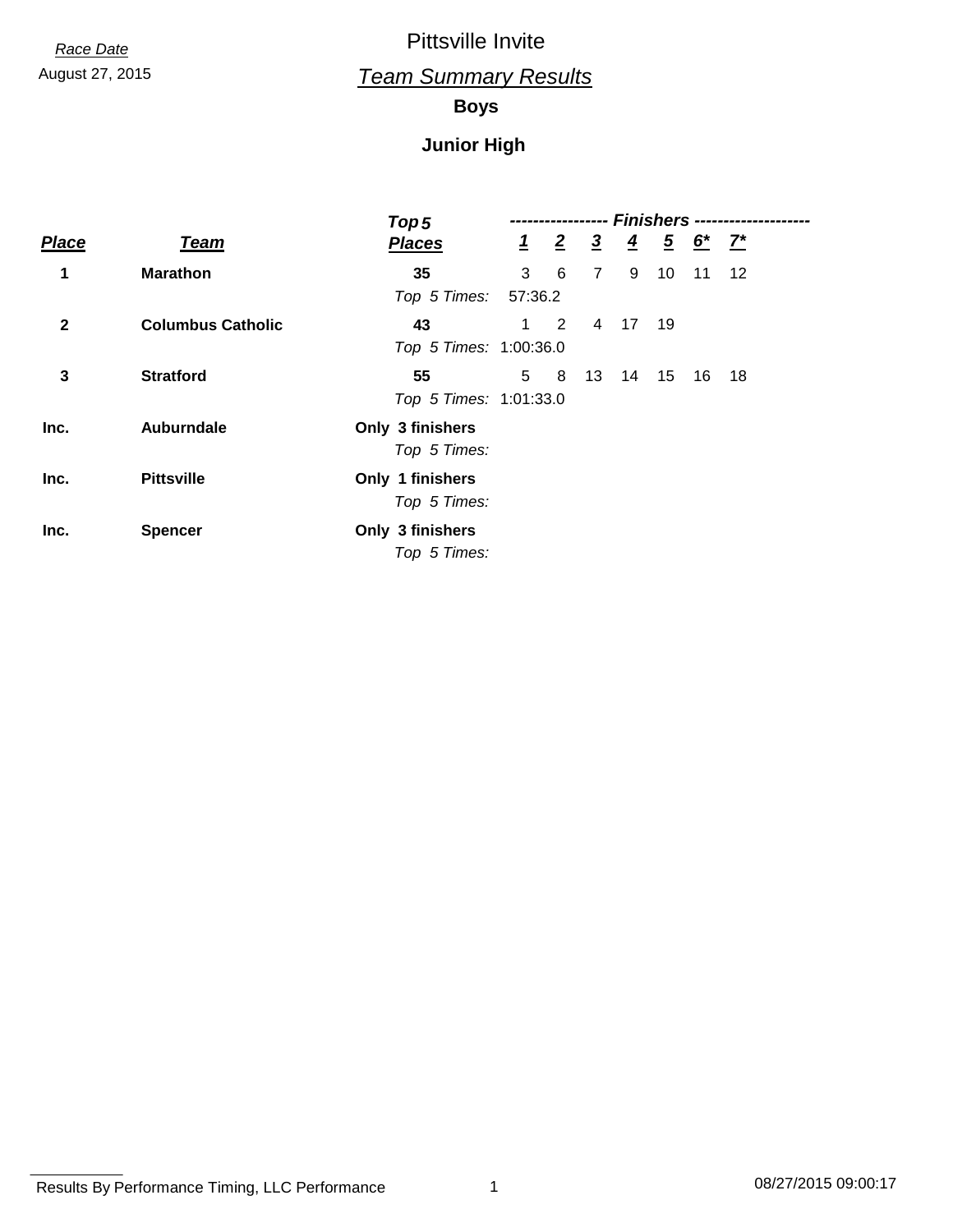*Race Date*

August 27, 2015

# Pittsville Invite

## *Team Summary Results*

### Boys

### Junior High

| Place | Team | Top 5 Places | 1 | 2 | 3 | 4 | 5 | 6* | 7* |
|---|---|---|---|---|---|---|---|---|---|
| **1** | **Marathon** | **35** | 3 | 6 | 7 | 9 | 10 | 11 | 12 |
| | | *Top 5 Times:* | 57:36.2 | | | | | | |
| **2** | **Columbus Catholic** | **43** | 1 | 2 | 4 | 17 | 19 | | |
| | | *Top 5 Times:* | 1:00:36.0 | | | | | | |
| **3** | **Stratford** | **55** | 5 | 8 | 13 | 14 | 15 | 16 | 18 |
| | | *Top 5 Times:* | 1:01:33.0 | | | | | | |
| **Inc.** | **Auburndale** | **Only 3 finishers** | | | | | | | |
| | | *Top 5 Times:* | | | | | | | |
| **Inc.** | **Pittsville** | **Only 1 finishers** | | | | | | | |
| | | *Top 5 Times:* | | | | | | | |
| **Inc.** | **Spencer** | **Only 3 finishers** | | | | | | | |
| | | *Top 5 Times:* | | | | | | | |

Results By Performance Timing, LLC Performance

08/27/2015 09:00:17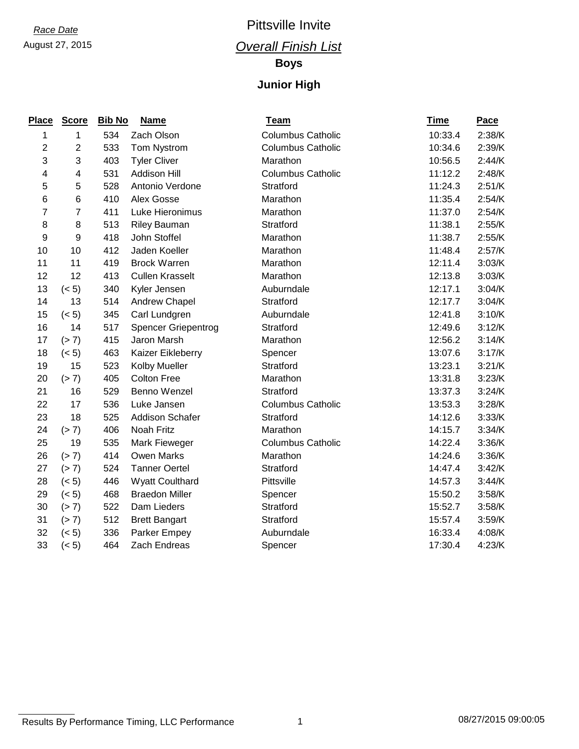*Race Date*

August 27, 2015

# Pittsville Invite

## *Overall Finish List*

### Boys

### Junior High

| Place | Score | Bib No | Name | Team | Time | Pace |
|---|---|---|---|---|---|---|
| 1 | 1 | 534 | Zach Olson | Columbus Catholic | 10:33.4 | 2:38/K |
| 2 | 2 | 533 | Tom Nystrom | Columbus Catholic | 10:34.6 | 2:39/K |
| 3 | 3 | 403 | Tyler Cliver | Marathon | 10:56.5 | 2:44/K |
| 4 | 4 | 531 | Addison Hill | Columbus Catholic | 11:12.2 | 2:48/K |
| 5 | 5 | 528 | Antonio Verdone | Stratford | 11:24.3 | 2:51/K |
| 6 | 6 | 410 | Alex Gosse | Marathon | 11:35.4 | 2:54/K |
| 7 | 7 | 411 | Luke Hieronimus | Marathon | 11:37.0 | 2:54/K |
| 8 | 8 | 513 | Riley Bauman | Stratford | 11:38.1 | 2:55/K |
| 9 | 9 | 418 | John Stoffel | Marathon | 11:38.7 | 2:55/K |
| 10 | 10 | 412 | Jaden Koeller | Marathon | 11:48.4 | 2:57/K |
| 11 | 11 | 419 | Brock Warren | Marathon | 12:11.4 | 3:03/K |
| 12 | 12 | 413 | Cullen Krasselt | Marathon | 12:13.8 | 3:03/K |
| 13 | (< 5) | 340 | Kyler Jensen | Auburndale | 12:17.1 | 3:04/K |
| 14 | 13 | 514 | Andrew Chapel | Stratford | 12:17.7 | 3:04/K |
| 15 | (< 5) | 345 | Carl Lundgren | Auburndale | 12:41.8 | 3:10/K |
| 16 | 14 | 517 | Spencer Griepentrog | Stratford | 12:49.6 | 3:12/K |
| 17 | (> 7) | 415 | Jaron Marsh | Marathon | 12:56.2 | 3:14/K |
| 18 | (< 5) | 463 | Kaizer Eikleberry | Spencer | 13:07.6 | 3:17/K |
| 19 | 15 | 523 | Kolby Mueller | Stratford | 13:23.1 | 3:21/K |
| 20 | (> 7) | 405 | Colton Free | Marathon | 13:31.8 | 3:23/K |
| 21 | 16 | 529 | Benno Wenzel | Stratford | 13:37.3 | 3:24/K |
| 22 | 17 | 536 | Luke Jansen | Columbus Catholic | 13:53.3 | 3:28/K |
| 23 | 18 | 525 | Addison Schafer | Stratford | 14:12.6 | 3:33/K |
| 24 | (> 7) | 406 | Noah Fritz | Marathon | 14:15.7 | 3:34/K |
| 25 | 19 | 535 | Mark Fieweger | Columbus Catholic | 14:22.4 | 3:36/K |
| 26 | (> 7) | 414 | Owen Marks | Marathon | 14:24.6 | 3:36/K |
| 27 | (> 7) | 524 | Tanner Oertel | Stratford | 14:47.4 | 3:42/K |
| 28 | (< 5) | 446 | Wyatt Coulthard | Pittsville | 14:57.3 | 3:44/K |
| 29 | (< 5) | 468 | Braedon Miller | Spencer | 15:50.2 | 3:58/K |
| 30 | (> 7) | 522 | Dam Lieders | Stratford | 15:52.7 | 3:58/K |
| 31 | (> 7) | 512 | Brett Bangart | Stratford | 15:57.4 | 3:59/K |
| 32 | (< 5) | 336 | Parker Empey | Auburndale | 16:33.4 | 4:08/K |
| 33 | (< 5) | 464 | Zach Endreas | Spencer | 17:30.4 | 4:23/K |

Results By Performance Timing, LLC Performance 08/27/2015 09:00:05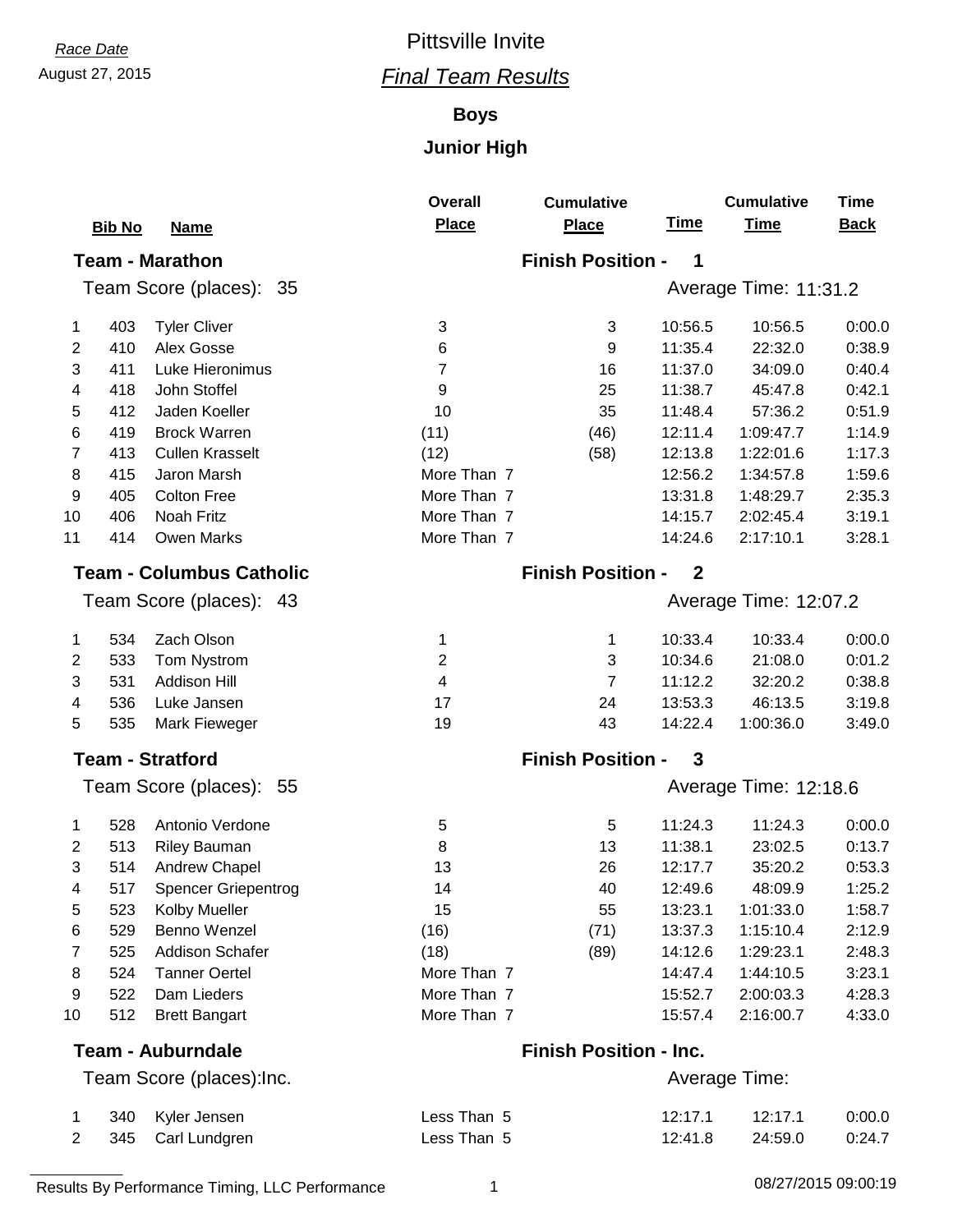*Race Date*

August 27, 2015

# Pittsville Invite

## *Final Team Results*

### Boys

### Junior High

| | Bib No | Name | Overall Place | Cumulative Place | Time | Cumulative Time | Time Back |
|---|---|---|---|---|---|---|---|
| **Team - Marathon** | | | | **Finish Position - 1** | | | |
| Team Score (places): 35 | | | | | Average Time: 11:31.2 | | |
| 1 | 403 | Tyler Cliver | 3 | 3 | 10:56.5 | 10:56.5 | 0:00.0 |
| 2 | 410 | Alex Gosse | 6 | 9 | 11:35.4 | 22:32.0 | 0:38.9 |
| 3 | 411 | Luke Hieronimus | 7 | 16 | 11:37.0 | 34:09.0 | 0:40.4 |
| 4 | 418 | John Stoffel | 9 | 25 | 11:38.7 | 45:47.8 | 0:42.1 |
| 5 | 412 | Jaden Koeller | 10 | 35 | 11:48.4 | 57:36.2 | 0:51.9 |
| 6 | 419 | Brock Warren | (11) | (46) | 12:11.4 | 1:09:47.7 | 1:14.9 |
| 7 | 413 | Cullen Krasselt | (12) | (58) | 12:13.8 | 1:22:01.6 | 1:17.3 |
| 8 | 415 | Jaron Marsh | More Than 7 | | 12:56.2 | 1:34:57.8 | 1:59.6 |
| 9 | 405 | Colton Free | More Than 7 | | 13:31.8 | 1:48:29.7 | 2:35.3 |
| 10 | 406 | Noah Fritz | More Than 7 | | 14:15.7 | 2:02:45.4 | 3:19.1 |
| 11 | 414 | Owen Marks | More Than 7 | | 14:24.6 | 2:17:10.1 | 3:28.1 |
| **Team - Columbus Catholic** | | | | **Finish Position - 2** | | | |
| Team Score (places): 43 | | | | | Average Time: 12:07.2 | | |
| 1 | 534 | Zach Olson | 1 | 1 | 10:33.4 | 10:33.4 | 0:00.0 |
| 2 | 533 | Tom Nystrom | 2 | 3 | 10:34.6 | 21:08.0 | 0:01.2 |
| 3 | 531 | Addison Hill | 4 | 7 | 11:12.2 | 32:20.2 | 0:38.8 |
| 4 | 536 | Luke Jansen | 17 | 24 | 13:53.3 | 46:13.5 | 3:19.8 |
| 5 | 535 | Mark Fieweger | 19 | 43 | 14:22.4 | 1:00:36.0 | 3:49.0 |
| **Team - Stratford** | | | | **Finish Position - 3** | | | |
| Team Score (places): 55 | | | | | Average Time: 12:18.6 | | |
| 1 | 528 | Antonio Verdone | 5 | 5 | 11:24.3 | 11:24.3 | 0:00.0 |
| 2 | 513 | Riley Bauman | 8 | 13 | 11:38.1 | 23:02.5 | 0:13.7 |
| 3 | 514 | Andrew Chapel | 13 | 26 | 12:17.7 | 35:20.2 | 0:53.3 |
| 4 | 517 | Spencer Griepentrog | 14 | 40 | 12:49.6 | 48:09.9 | 1:25.2 |
| 5 | 523 | Kolby Mueller | 15 | 55 | 13:23.1 | 1:01:33.0 | 1:58.7 |
| 6 | 529 | Benno Wenzel | (16) | (71) | 13:37.3 | 1:15:10.4 | 2:12.9 |
| 7 | 525 | Addison Schafer | (18) | (89) | 14:12.6 | 1:29:23.1 | 2:48.3 |
| 8 | 524 | Tanner Oertel | More Than 7 | | 14:47.4 | 1:44:10.5 | 3:23.1 |
| 9 | 522 | Dam Lieders | More Than 7 | | 15:52.7 | 2:00:03.3 | 4:28.3 |
| 10 | 512 | Brett Bangart | More Than 7 | | 15:57.4 | 2:16:00.7 | 4:33.0 |
| **Team - Auburndale** | | | | **Finish Position - Inc.** | | | |
| Team Score (places):Inc. | | | | | Average Time: | | |
| 1 | 340 | Kyler Jensen | Less Than 5 | | 12:17.1 | 12:17.1 | 0:00.0 |
| 2 | 345 | Carl Lundgren | Less Than 5 | | 12:41.8 | 24:59.0 | 0:24.7 |

Results By Performance Timing, LLC Performance

08/27/2015 09:00:19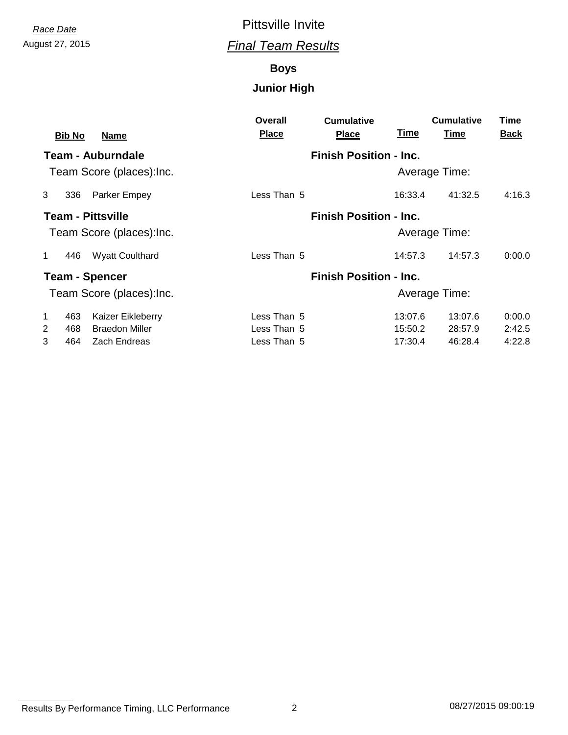*Race Date*
August 27, 2015

# Pittsville Invite

## *Final Team Results*

### Boys

### Junior High

| | Bib No | Name | Overall Place | Cumulative Place | Time | Cumulative Time | Time Back |
|---|---|---|---|---|---|---|---|
| **Team - Auburndale** | | | | **Finish Position - Inc.** | | | |
| Team Score (places):Inc. | | | | | Average Time: | | |
| 3 | 336 | Parker Empey | Less Than 5 | | 16:33.4 | 41:32.5 | 4:16.3 |
| **Team - Pittsville** | | | | **Finish Position - Inc.** | | | |
| Team Score (places):Inc. | | | | | Average Time: | | |
| 1 | 446 | Wyatt Coulthard | Less Than 5 | | 14:57.3 | 14:57.3 | 0:00.0 |
| **Team - Spencer** | | | | **Finish Position - Inc.** | | | |
| Team Score (places):Inc. | | | | | Average Time: | | |
| 1 | 463 | Kaizer Eikleberry | Less Than 5 | | 13:07.6 | 13:07.6 | 0:00.0 |
| 2 | 468 | Braedon Miller | Less Than 5 | | 15:50.2 | 28:57.9 | 2:42.5 |
| 3 | 464 | Zach Endreas | Less Than 5 | | 17:30.4 | 46:28.4 | 4:22.8 |

Results By Performance Timing, LLC Performance 08/27/2015 09:00:19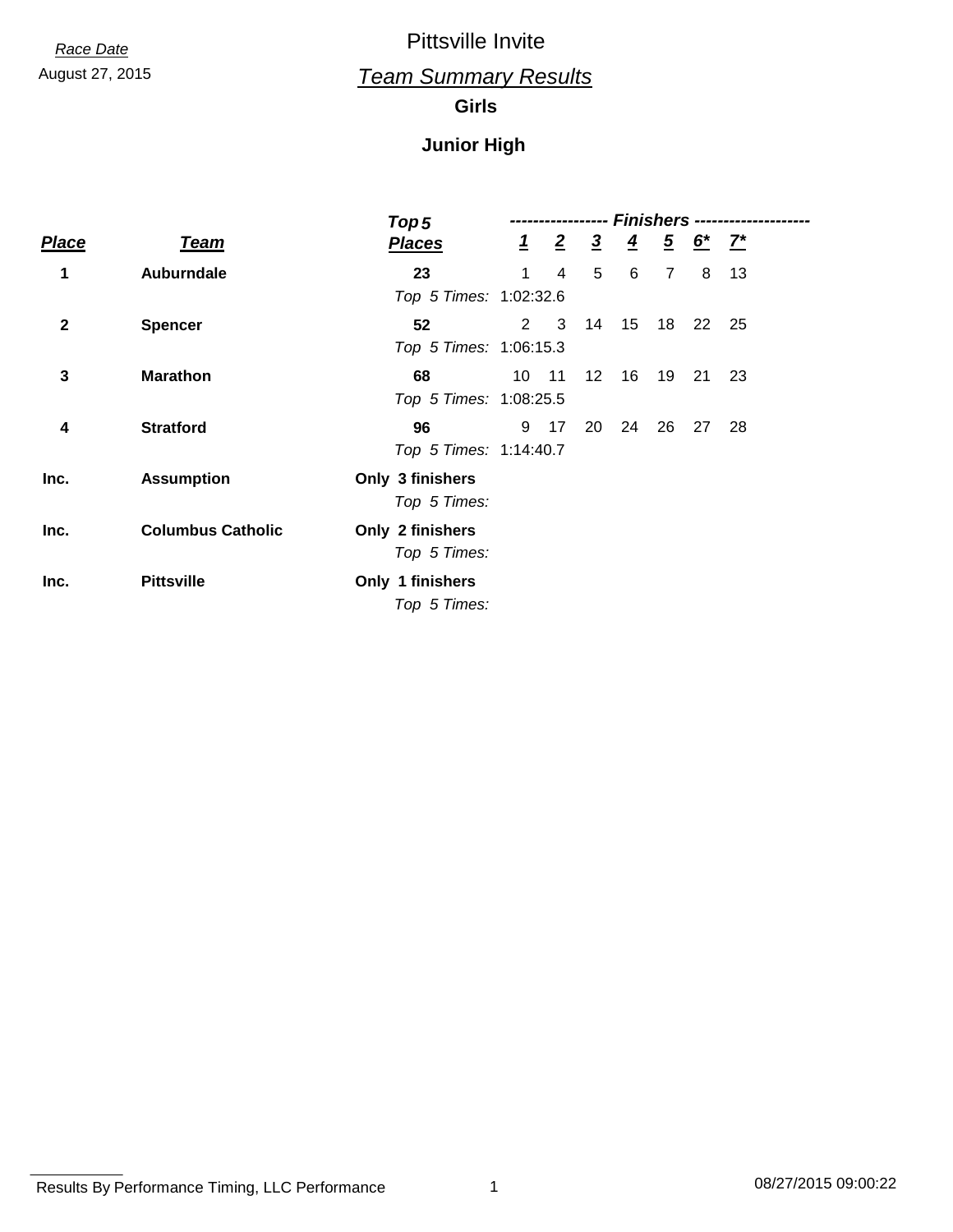*Race Date*

August 27, 2015

# Pittsville Invite

## *Team Summary Results*

### Girls

### Junior High

| Place | Team | Top 5 Places | 1 | 2 | 3 | 4 | 5 | 6* | 7* |
|---|---|---|---|---|---|---|---|---|---|
| **1** | **Auburndale** | **23** | 1 | 4 | 5 | 6 | 7 | 8 | 13 |
| | | *Top 5 Times:* 1:02:32.6 | | | | | | | |
| **2** | **Spencer** | **52** | 2 | 3 | 14 | 15 | 18 | 22 | 25 |
| | | *Top 5 Times:* 1:06:15.3 | | | | | | | |
| **3** | **Marathon** | **68** | 10 | 11 | 12 | 16 | 19 | 21 | 23 |
| | | *Top 5 Times:* 1:08:25.5 | | | | | | | |
| **4** | **Stratford** | **96** | 9 | 17 | 20 | 24 | 26 | 27 | 28 |
| | | *Top 5 Times:* 1:14:40.7 | | | | | | | |
| **Inc.** | **Assumption** | **Only 3 finishers** | | | | | | | |
| | | *Top 5 Times:* | | | | | | | |
| **Inc.** | **Columbus Catholic** | **Only 2 finishers** | | | | | | | |
| | | *Top 5 Times:* | | | | | | | |
| **Inc.** | **Pittsville** | **Only 1 finishers** | | | | | | | |
| | | *Top 5 Times:* | | | | | | | |

Results By Performance Timing, LLC Performance

08/27/2015 09:00:22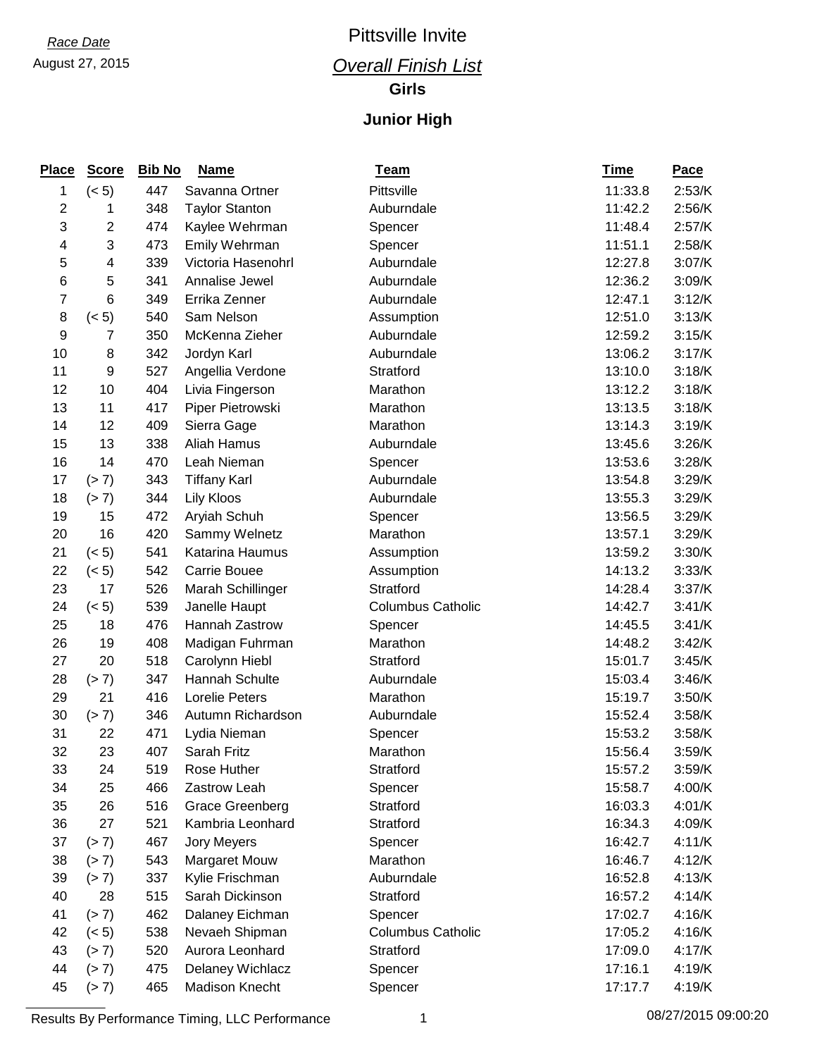*Race Date*

August 27, 2015

# Pittsville Invite

## *Overall Finish List*

### Girls

### Junior High

| Place | Score | Bib No | Name | Team | Time | Pace |
|---|---|---|---|---|---|---|
| 1 | (< 5) | 447 | Savanna Ortner | Pittsville | 11:33.8 | 2:53/K |
| 2 | 1 | 348 | Taylor Stanton | Auburndale | 11:42.2 | 2:56/K |
| 3 | 2 | 474 | Kaylee Wehrman | Spencer | 11:48.4 | 2:57/K |
| 4 | 3 | 473 | Emily Wehrman | Spencer | 11:51.1 | 2:58/K |
| 5 | 4 | 339 | Victoria Hasenohrl | Auburndale | 12:27.8 | 3:07/K |
| 6 | 5 | 341 | Annalise Jewel | Auburndale | 12:36.2 | 3:09/K |
| 7 | 6 | 349 | Errika Zenner | Auburndale | 12:47.1 | 3:12/K |
| 8 | (< 5) | 540 | Sam Nelson | Assumption | 12:51.0 | 3:13/K |
| 9 | 7 | 350 | McKenna Zieher | Auburndale | 12:59.2 | 3:15/K |
| 10 | 8 | 342 | Jordyn Karl | Auburndale | 13:06.2 | 3:17/K |
| 11 | 9 | 527 | Angellia Verdone | Stratford | 13:10.0 | 3:18/K |
| 12 | 10 | 404 | Livia Fingerson | Marathon | 13:12.2 | 3:18/K |
| 13 | 11 | 417 | Piper Pietrowski | Marathon | 13:13.5 | 3:18/K |
| 14 | 12 | 409 | Sierra Gage | Marathon | 13:14.3 | 3:19/K |
| 15 | 13 | 338 | Aliah Hamus | Auburndale | 13:45.6 | 3:26/K |
| 16 | 14 | 470 | Leah Nieman | Spencer | 13:53.6 | 3:28/K |
| 17 | (> 7) | 343 | Tiffany Karl | Auburndale | 13:54.8 | 3:29/K |
| 18 | (> 7) | 344 | Lily Kloos | Auburndale | 13:55.3 | 3:29/K |
| 19 | 15 | 472 | Aryiah Schuh | Spencer | 13:56.5 | 3:29/K |
| 20 | 16 | 420 | Sammy Welnetz | Marathon | 13:57.1 | 3:29/K |
| 21 | (< 5) | 541 | Katarina Haumus | Assumption | 13:59.2 | 3:30/K |
| 22 | (< 5) | 542 | Carrie Bouee | Assumption | 14:13.2 | 3:33/K |
| 23 | 17 | 526 | Marah Schillinger | Stratford | 14:28.4 | 3:37/K |
| 24 | (< 5) | 539 | Janelle Haupt | Columbus Catholic | 14:42.7 | 3:41/K |
| 25 | 18 | 476 | Hannah Zastrow | Spencer | 14:45.5 | 3:41/K |
| 26 | 19 | 408 | Madigan Fuhrman | Marathon | 14:48.2 | 3:42/K |
| 27 | 20 | 518 | Carolynn Hiebl | Stratford | 15:01.7 | 3:45/K |
| 28 | (> 7) | 347 | Hannah Schulte | Auburndale | 15:03.4 | 3:46/K |
| 29 | 21 | 416 | Lorelie Peters | Marathon | 15:19.7 | 3:50/K |
| 30 | (> 7) | 346 | Autumn Richardson | Auburndale | 15:52.4 | 3:58/K |
| 31 | 22 | 471 | Lydia Nieman | Spencer | 15:53.2 | 3:58/K |
| 32 | 23 | 407 | Sarah Fritz | Marathon | 15:56.4 | 3:59/K |
| 33 | 24 | 519 | Rose Huther | Stratford | 15:57.2 | 3:59/K |
| 34 | 25 | 466 | Zastrow Leah | Spencer | 15:58.7 | 4:00/K |
| 35 | 26 | 516 | Grace Greenberg | Stratford | 16:03.3 | 4:01/K |
| 36 | 27 | 521 | Kambria Leonhard | Stratford | 16:34.3 | 4:09/K |
| 37 | (> 7) | 467 | Jory Meyers | Spencer | 16:42.7 | 4:11/K |
| 38 | (> 7) | 543 | Margaret Mouw | Marathon | 16:46.7 | 4:12/K |
| 39 | (> 7) | 337 | Kylie Frischman | Auburndale | 16:52.8 | 4:13/K |
| 40 | 28 | 515 | Sarah Dickinson | Stratford | 16:57.2 | 4:14/K |
| 41 | (> 7) | 462 | Dalaney Eichman | Spencer | 17:02.7 | 4:16/K |
| 42 | (< 5) | 538 | Nevaeh Shipman | Columbus Catholic | 17:05.2 | 4:16/K |
| 43 | (> 7) | 520 | Aurora Leonhard | Stratford | 17:09.0 | 4:17/K |
| 44 | (> 7) | 475 | Delaney Wichlacz | Spencer | 17:16.1 | 4:19/K |
| 45 | (> 7) | 465 | Madison Knecht | Spencer | 17:17.7 | 4:19/K |

Results By Performance Timing, LLC Performance 08/27/2015 09:00:20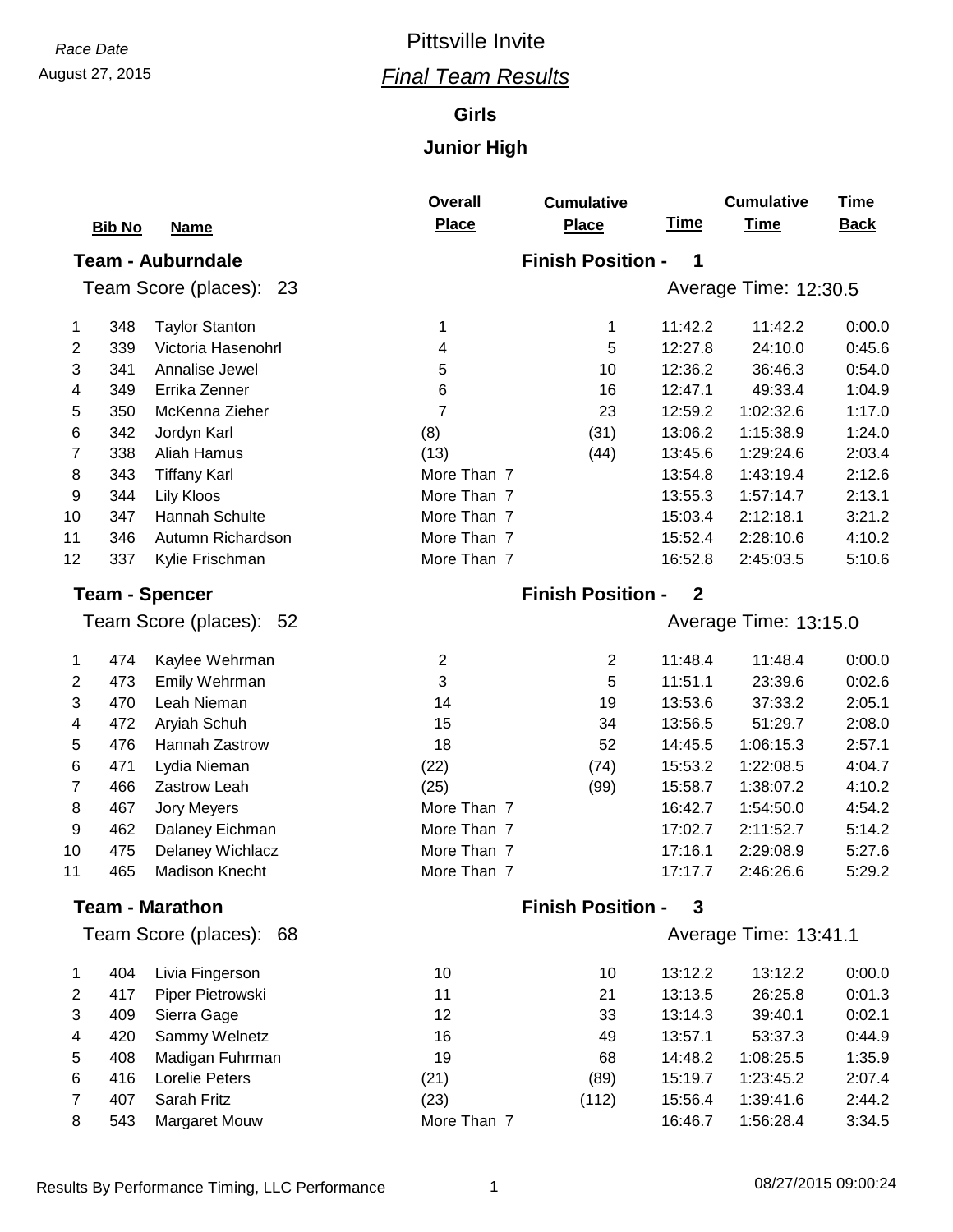*Race Date*

August 27, 2015

# Pittsville Invite

## *Final Team Results*

### Girls

### Junior High

**Team - Auburndale** — Finish Position - **1**

Team Score (places): 23 — Average Time: 12:30.5

| | Bib No | Name | Overall Place | Cumulative Place | Time | Cumulative Time | Time Back |
|---|---|---|---|---|---|---|---|
| 1 | 348 | Taylor Stanton | 1 | 1 | 11:42.2 | 11:42.2 | 0:00.0 |
| 2 | 339 | Victoria Hasenohrl | 4 | 5 | 12:27.8 | 24:10.0 | 0:45.6 |
| 3 | 341 | Annalise Jewel | 5 | 10 | 12:36.2 | 36:46.3 | 0:54.0 |
| 4 | 349 | Errika Zenner | 6 | 16 | 12:47.1 | 49:33.4 | 1:04.9 |
| 5 | 350 | McKenna Zieher | 7 | 23 | 12:59.2 | 1:02:32.6 | 1:17.0 |
| 6 | 342 | Jordyn Karl | (8) | (31) | 13:06.2 | 1:15:38.9 | 1:24.0 |
| 7 | 338 | Aliah Hamus | (13) | (44) | 13:45.6 | 1:29:24.6 | 2:03.4 |
| 8 | 343 | Tiffany Karl | More Than 7 | | 13:54.8 | 1:43:19.4 | 2:12.6 |
| 9 | 344 | Lily Kloos | More Than 7 | | 13:55.3 | 1:57:14.7 | 2:13.1 |
| 10 | 347 | Hannah Schulte | More Than 7 | | 15:03.4 | 2:12:18.1 | 3:21.2 |
| 11 | 346 | Autumn Richardson | More Than 7 | | 15:52.4 | 2:28:10.6 | 4:10.2 |
| 12 | 337 | Kylie Frischman | More Than 7 | | 16:52.8 | 2:45:03.5 | 5:10.6 |

**Team - Spencer** — Finish Position - **2**

Team Score (places): 52 — Average Time: 13:15.0

| | Bib No | Name | Overall Place | Cumulative Place | Time | Cumulative Time | Time Back |
|---|---|---|---|---|---|---|---|
| 1 | 474 | Kaylee Wehrman | 2 | 2 | 11:48.4 | 11:48.4 | 0:00.0 |
| 2 | 473 | Emily Wehrman | 3 | 5 | 11:51.1 | 23:39.6 | 0:02.6 |
| 3 | 470 | Leah Nieman | 14 | 19 | 13:53.6 | 37:33.2 | 2:05.1 |
| 4 | 472 | Aryiah Schuh | 15 | 34 | 13:56.5 | 51:29.7 | 2:08.0 |
| 5 | 476 | Hannah Zastrow | 18 | 52 | 14:45.5 | 1:06:15.3 | 2:57.1 |
| 6 | 471 | Lydia Nieman | (22) | (74) | 15:53.2 | 1:22:08.5 | 4:04.7 |
| 7 | 466 | Zastrow Leah | (25) | (99) | 15:58.7 | 1:38:07.2 | 4:10.2 |
| 8 | 467 | Jory Meyers | More Than 7 | | 16:42.7 | 1:54:50.0 | 4:54.2 |
| 9 | 462 | Dalaney Eichman | More Than 7 | | 17:02.7 | 2:11:52.7 | 5:14.2 |
| 10 | 475 | Delaney Wichlacz | More Than 7 | | 17:16.1 | 2:29:08.9 | 5:27.6 |
| 11 | 465 | Madison Knecht | More Than 7 | | 17:17.7 | 2:46:26.6 | 5:29.2 |

**Team - Marathon** — Finish Position - **3**

Team Score (places): 68 — Average Time: 13:41.1

| | Bib No | Name | Overall Place | Cumulative Place | Time | Cumulative Time | Time Back |
|---|---|---|---|---|---|---|---|
| 1 | 404 | Livia Fingerson | 10 | 10 | 13:12.2 | 13:12.2 | 0:00.0 |
| 2 | 417 | Piper Pietrowski | 11 | 21 | 13:13.5 | 26:25.8 | 0:01.3 |
| 3 | 409 | Sierra Gage | 12 | 33 | 13:14.3 | 39:40.1 | 0:02.1 |
| 4 | 420 | Sammy Welnetz | 16 | 49 | 13:57.1 | 53:37.3 | 0:44.9 |
| 5 | 408 | Madigan Fuhrman | 19 | 68 | 14:48.2 | 1:08:25.5 | 1:35.9 |
| 6 | 416 | Lorelie Peters | (21) | (89) | 15:19.7 | 1:23:45.2 | 2:07.4 |
| 7 | 407 | Sarah Fritz | (23) | (112) | 15:56.4 | 1:39:41.6 | 2:44.2 |
| 8 | 543 | Margaret Mouw | More Than 7 | | 16:46.7 | 1:56:28.4 | 3:34.5 |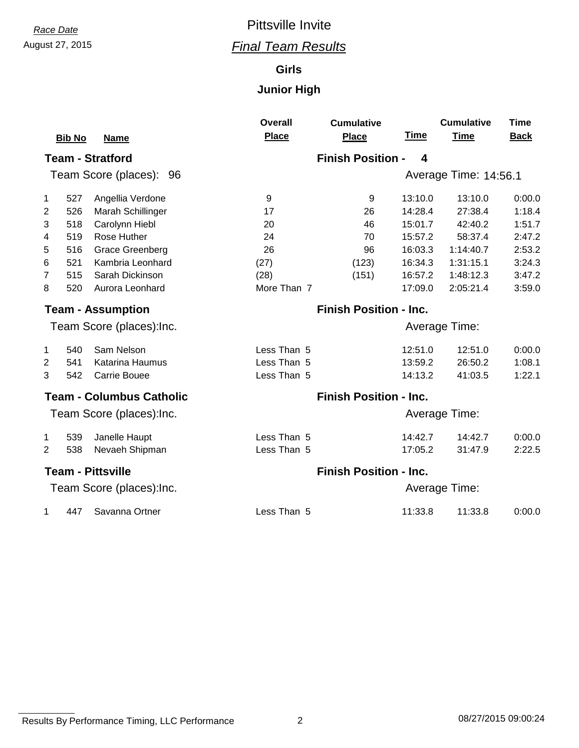*Race Date*
August 27, 2015

# Pittsville Invite

## *Final Team Results*

### Girls

### Junior High

| | Bib No | Name | Overall Place | Cumulative Place | Time | Cumulative Time | Time Back |
|---|---|---|---|---|---|---|---|
| **Team - Stratford** | | | **Finish Position - 4** | | | | |
| Team Score (places): 96 | | | | | Average Time: 14:56.1 | | |
| 1 | 527 | Angellia Verdone | 9 | 9 | 13:10.0 | 13:10.0 | 0:00.0 |
| 2 | 526 | Marah Schillinger | 17 | 26 | 14:28.4 | 27:38.4 | 1:18.4 |
| 3 | 518 | Carolynn Hiebl | 20 | 46 | 15:01.7 | 42:40.2 | 1:51.7 |
| 4 | 519 | Rose Huther | 24 | 70 | 15:57.2 | 58:37.4 | 2:47.2 |
| 5 | 516 | Grace Greenberg | 26 | 96 | 16:03.3 | 1:14:40.7 | 2:53.2 |
| 6 | 521 | Kambria Leonhard | (27) | (123) | 16:34.3 | 1:31:15.1 | 3:24.3 |
| 7 | 515 | Sarah Dickinson | (28) | (151) | 16:57.2 | 1:48:12.3 | 3:47.2 |
| 8 | 520 | Aurora Leonhard | More Than 7 | | 17:09.0 | 2:05:21.4 | 3:59.0 |
| **Team - Assumption** | | | **Finish Position - Inc.** | | | | |
| Team Score (places):Inc. | | | | | Average Time: | | |
| 1 | 540 | Sam Nelson | Less Than 5 | | 12:51.0 | 12:51.0 | 0:00.0 |
| 2 | 541 | Katarina Haumus | Less Than 5 | | 13:59.2 | 26:50.2 | 1:08.1 |
| 3 | 542 | Carrie Bouee | Less Than 5 | | 14:13.2 | 41:03.5 | 1:22.1 |
| **Team - Columbus Catholic** | | | **Finish Position - Inc.** | | | | |
| Team Score (places):Inc. | | | | | Average Time: | | |
| 1 | 539 | Janelle Haupt | Less Than 5 | | 14:42.7 | 14:42.7 | 0:00.0 |
| 2 | 538 | Nevaeh Shipman | Less Than 5 | | 17:05.2 | 31:47.9 | 2:22.5 |
| **Team - Pittsville** | | | **Finish Position - Inc.** | | | | |
| Team Score (places):Inc. | | | | | Average Time: | | |
| 1 | 447 | Savanna Ortner | Less Than 5 | | 11:33.8 | 11:33.8 | 0:00.0 |

Results By Performance Timing, LLC Performance 08/27/2015 09:00:24